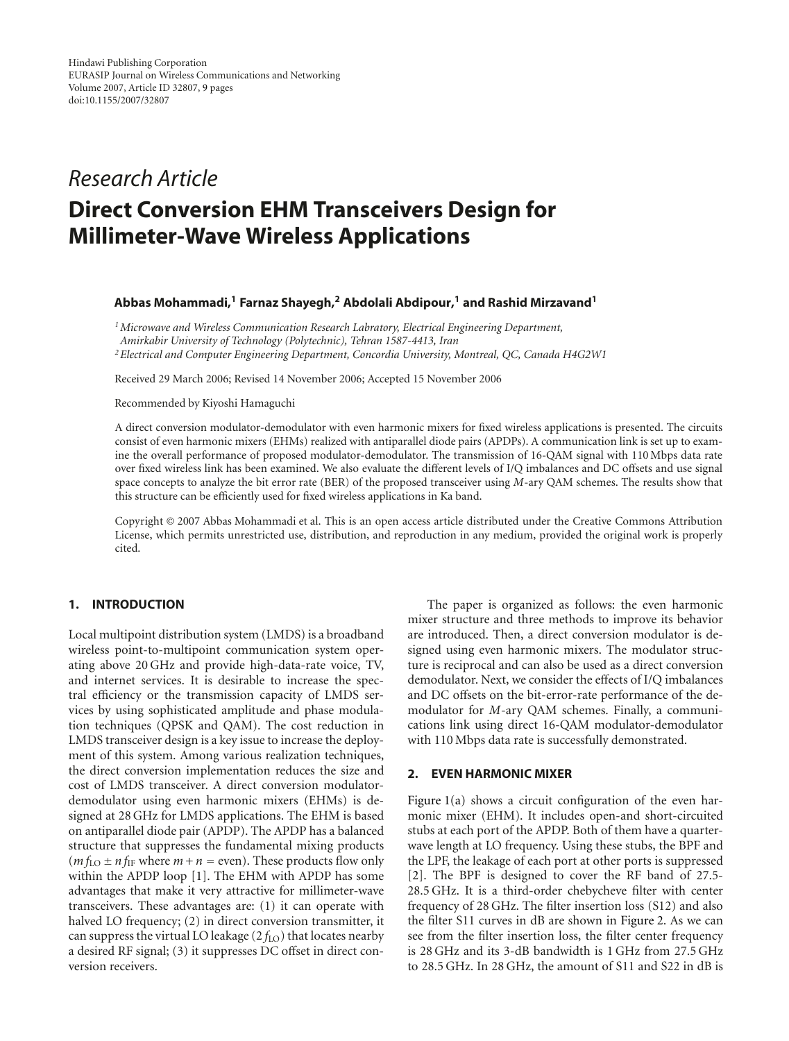Hindawi Publishing Corporation
EURASIP Journal on Wireless Communications and Networking
Volume 2007, Article ID 32807, 9 pages
doi:10.1155/2007/32807

*Research Article*

# Direct Conversion EHM Transceivers Design for Millimeter-Wave Wireless Applications

**Abbas Mohammadi,[1] Farnaz Shayegh,[2] Abdolali Abdipour,[1] and Rashid Mirzavand[1]**

[1] *Microwave and Wireless Communication Research Labratory, Electrical Engineering Department, Amirkabir University of Technology (Polytechnic), Tehran 1587-4413, Iran*
[2] *Electrical and Computer Engineering Department, Concordia University, Montreal, QC, Canada H4G2W1*

Received 29 March 2006; Revised 14 November 2006; Accepted 15 November 2006

Recommended by Kiyoshi Hamaguchi

A direct conversion modulator-demodulator with even harmonic mixers for fixed wireless applications is presented. The circuits consist of even harmonic mixers (EHMs) realized with antiparallel diode pairs (APDPs). A communication link is set up to examine the overall performance of proposed modulator-demodulator. The transmission of 16-QAM signal with 110 Mbps data rate over fixed wireless link has been examined. We also evaluate the different levels of I/Q imbalances and DC offsets and use signal space concepts to analyze the bit error rate (BER) of the proposed transceiver using *M*-ary QAM schemes. The results show that this structure can be efficiently used for fixed wireless applications in Ka band.

Copyright © 2007 Abbas Mohammadi et al. This is an open access article distributed under the Creative Commons Attribution License, which permits unrestricted use, distribution, and reproduction in any medium, provided the original work is properly cited.

## 1. INTRODUCTION

Local multipoint distribution system (LMDS) is a broadband wireless point-to-multipoint communication system operating above 20 GHz and provide high-data-rate voice, TV, and internet services. It is desirable to increase the spectral efficiency or the transmission capacity of LMDS services by using sophisticated amplitude and phase modulation techniques (QPSK and QAM). The cost reduction in LMDS transceiver design is a key issue to increase the deployment of this system. Among various realization techniques, the direct conversion implementation reduces the size and cost of LMDS transceiver. A direct conversion modulator-demodulator using even harmonic mixers (EHMs) is designed at 28 GHz for LMDS applications. The EHM is based on antiparallel diode pair (APDP). The APDP has a balanced structure that suppresses the fundamental mixing products ($mf_{\text{LO}} \pm nf_{\text{IF}}$ where $m + n =$ even). These products flow only within the APDP loop [1]. The EHM with APDP has some advantages that make it very attractive for millimeter-wave transceivers. These advantages are: (1) it can operate with halved LO frequency; (2) in direct conversion transmitter, it can suppress the virtual LO leakage ($2f_{\text{LO}}$) that locates nearby a desired RF signal; (3) it suppresses DC offset in direct conversion receivers.

The paper is organized as follows: the even harmonic mixer structure and three methods to improve its behavior are introduced. Then, a direct conversion modulator is designed using even harmonic mixers. The modulator structure is reciprocal and can also be used as a direct conversion demodulator. Next, we consider the effects of I/Q imbalances and DC offsets on the bit-error-rate performance of the demodulator for *M*-ary QAM schemes. Finally, a communications link using direct 16-QAM modulator-demodulator with 110 Mbps data rate is successfully demonstrated.

## 2. EVEN HARMONIC MIXER

Figure 1(a) shows a circuit configuration of the even harmonic mixer (EHM). It includes open-and short-circuited stubs at each port of the APDP. Both of them have a quarter-wave length at LO frequency. Using these stubs, the BPF and the LPF, the leakage of each port at other ports is suppressed [2]. The BPF is designed to cover the RF band of 27.5-28.5 GHz. It is a third-order chebycheve filter with center frequency of 28 GHz. The filter insertion loss (S12) and also the filter S11 curves in dB are shown in Figure 2. As we can see from the filter insertion loss, the filter center frequency is 28 GHz and its 3-dB bandwidth is 1 GHz from 27.5 GHz to 28.5 GHz. In 28 GHz, the amount of S11 and S22 in dB is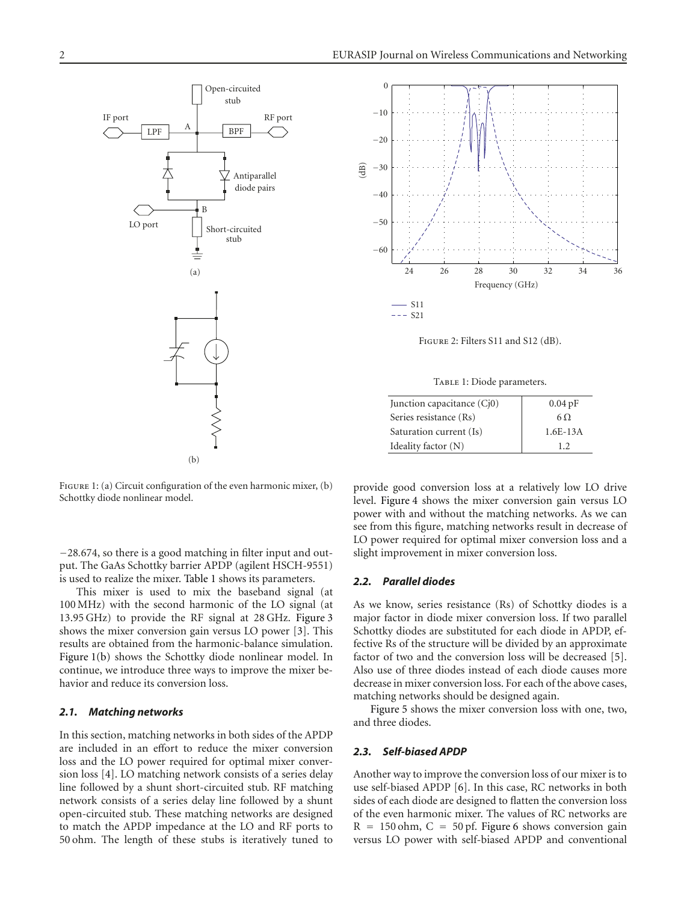Figure 1: (a) Circuit configuration of the even harmonic mixer, (b) Schottky diode nonlinear model.

−28.674, so there is a good matching in filter input and output. The GaAs Schottky barrier APDP (agilent HSCH-9551) is used to realize the mixer. Table 1 shows its parameters.

This mixer is used to mix the baseband signal (at 100 MHz) with the second harmonic of the LO signal (at 13.95 GHz) to provide the RF signal at 28 GHz. Figure 3 shows the mixer conversion gain versus LO power [3]. This results are obtained from the harmonic-balance simulation. Figure 1(b) shows the Schottky diode nonlinear model. In continue, we introduce three ways to improve the mixer behavior and reduce its conversion loss.

### 2.1. Matching networks

In this section, matching networks in both sides of the APDP are included in an effort to reduce the mixer conversion loss and the LO power required for optimal mixer conversion loss [4]. LO matching network consists of a series delay line followed by a shunt short-circuited stub. RF matching network consists of a series delay line followed by a shunt open-circuited stub. These matching networks are designed to match the APDP impedance at the LO and RF ports to 50 ohm. The length of these stubs is iteratively tuned to provide good conversion loss at a relatively low LO drive level. Figure 4 shows the mixer conversion gain versus LO power with and without the matching networks. As we can see from this figure, matching networks result in decrease of LO power required for optimal mixer conversion loss and a slight improvement in mixer conversion loss.

Figure 2: Filters S11 and S12 (dB).

Table 1: Diode parameters.

| Junction capacitance (Cj0) | 0.04 pF |
|---|---|
| Series resistance (Rs) | 6 Ω |
| Saturation current (Is) | 1.6E-13A |
| Ideality factor (N) | 1.2 |

### 2.2. Parallel diodes

As we know, series resistance (Rs) of Schottky diodes is a major factor in diode mixer conversion loss. If two parallel Schottky diodes are substituted for each diode in APDP, effective Rs of the structure will be divided by an approximate factor of two and the conversion loss will be decreased [5]. Also use of three diodes instead of each diode causes more decrease in mixer conversion loss. For each of the above cases, matching networks should be designed again.

Figure 5 shows the mixer conversion loss with one, two, and three diodes.

### 2.3. Self-biased APDP

Another way to improve the conversion loss of our mixer is to use self-biased APDP [6]. In this case, RC networks in both sides of each diode are designed to flatten the conversion loss of the even harmonic mixer. The values of RC networks are $R = 150$ ohm, $C = 50$ pf. Figure 6 shows conversion gain versus LO power with self-biased APDP and conventional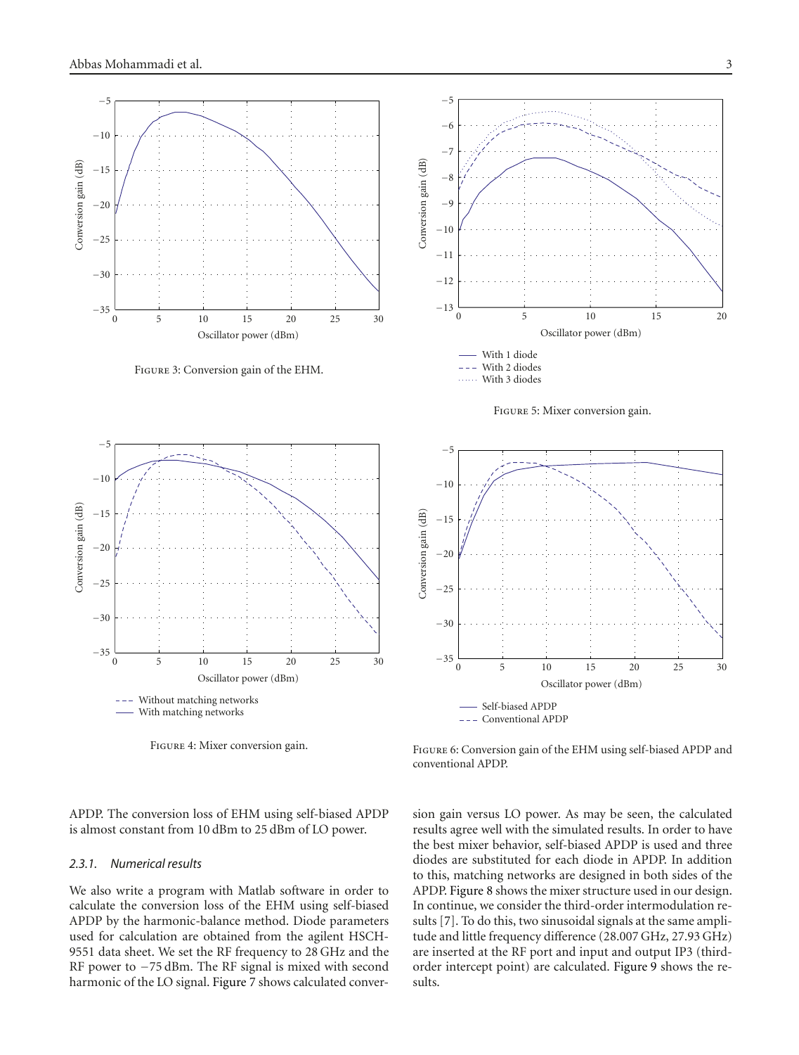Figure 3: Conversion gain of the EHM.

Figure 5: Mixer conversion gain.

Figure 4: Mixer conversion gain.

Figure 6: Conversion gain of the EHM using self-biased APDP and conventional APDP.

APDP. The conversion loss of EHM using self-biased APDP is almost constant from 10 dBm to 25 dBm of LO power.

#### 2.3.1. Numerical results

We also write a program with Matlab software in order to calculate the conversion loss of the EHM using self-biased APDP by the harmonic-balance method. Diode parameters used for calculation are obtained from the agilent HSCH-9551 data sheet. We set the RF frequency to 28 GHz and the RF power to −75 dBm. The RF signal is mixed with second harmonic of the LO signal. Figure 7 shows calculated conversion gain versus LO power. As may be seen, the calculated results agree well with the simulated results. In order to have the best mixer behavior, self-biased APDP is used and three diodes are substituted for each diode in APDP. In addition to this, matching networks are designed in both sides of the APDP. Figure 8 shows the mixer structure used in our design. In continue, we consider the third-order intermodulation results [7]. To do this, two sinusoidal signals at the same amplitude and little frequency difference (28.007 GHz, 27.93 GHz) are inserted at the RF port and input and output IP3 (third-order intercept point) are calculated. Figure 9 shows the results.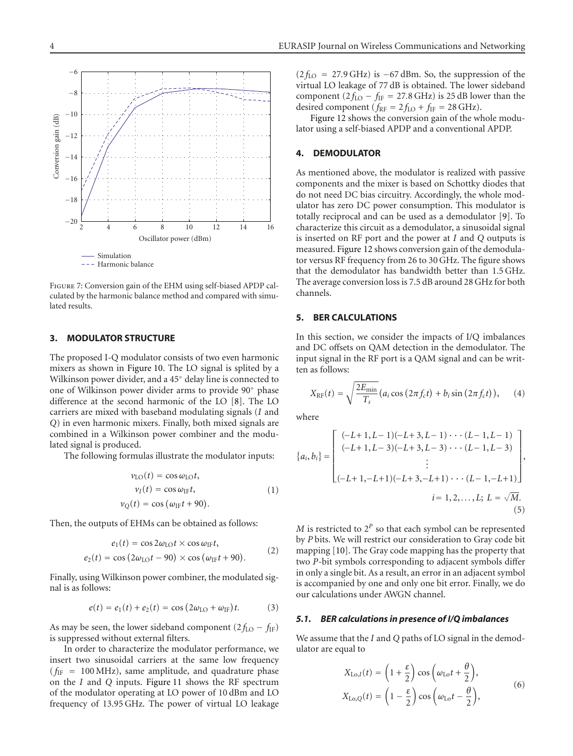Figure 7: Conversion gain of the EHM using self-biased APDP calculated by the harmonic balance method and compared with simulated results.

## 3. MODULATOR STRUCTURE

The proposed I-Q modulator consists of two even harmonic mixers as shown in Figure 10. The LO signal is splited by a Wilkinson power divider, and a 45° delay line is connected to one of Wilkinson power divider arms to provide 90° phase difference at the second harmonic of the LO [8]. The LO carriers are mixed with baseband modulating signals ($I$ and $Q$) in even harmonic mixers. Finally, both mixed signals are combined in a Wilkinson power combiner and the modulated signal is produced.

The following formulas illustrate the modulator inputs:

$$
\begin{aligned}
v_{\mathrm{LO}}(t) &= \cos \omega_{\mathrm{LO}} t, \\
v_I(t) &= \cos \omega_{\mathrm{IF}} t, \\
v_Q(t) &= \cos(\omega_{\mathrm{IF}} t + 90).
\end{aligned} \tag{1}
$$

Then, the outputs of EHMs can be obtained as follows:

$$
\begin{aligned}
e_1(t) &= \cos 2\omega_{\mathrm{LO}} t \times \cos \omega_{\mathrm{IF}} t, \\
e_2(t) &= \cos(2\omega_{\mathrm{LO}} t - 90) \times \cos(\omega_{\mathrm{IF}} t + 90).
\end{aligned} \tag{2}
$$

Finally, using Wilkinson power combiner, the modulated signal is as follows:

$$
e(t) = e_1(t) + e_2(t) = \cos(2\omega_{\mathrm{LO}} + \omega_{\mathrm{IF}})t. \tag{3}
$$

As may be seen, the lower sideband component $(2f_{\mathrm{LO}} - f_{\mathrm{IF}})$ is suppressed without external filters.

In order to characterize the modulator performance, we insert two sinusoidal carriers at the same low frequency ($f_{\mathrm{IF}} = 100$ MHz), same amplitude, and quadrature phase on the $I$ and $Q$ inputs. Figure 11 shows the RF spectrum of the modulator operating at LO power of 10 dBm and LO frequency of 13.95 GHz. The power of virtual LO leakage ($2f_{\mathrm{LO}} = 27.9$ GHz) is $-67$ dBm. So, the suppression of the virtual LO leakage of 77 dB is obtained. The lower sideband component ($2f_{\mathrm{LO}} - f_{\mathrm{IF}} = 27.8$ GHz) is 25 dB lower than the desired component ($f_{\mathrm{RF}} = 2f_{\mathrm{LO}} + f_{\mathrm{IF}} = 28$ GHz).

Figure 12 shows the conversion gain of the whole modulator using a self-biased APDP and a conventional APDP.

## 4. DEMODULATOR

As mentioned above, the modulator is realized with passive components and the mixer is based on Schottky diodes that do not need DC bias circuitry. Accordingly, the whole modulator has zero DC power consumption. This modulator is totally reciprocal and can be used as a demodulator [9]. To characterize this circuit as a demodulator, a sinusoidal signal is inserted on RF port and the power at $I$ and $Q$ outputs is measured. Figure 12 shows conversion gain of the demodulator versus RF frequency from 26 to 30 GHz. The figure shows that the demodulator has bandwidth better than 1.5 GHz. The average conversion loss is 7.5 dB around 28 GHz for both channels.

## 5. BER CALCULATIONS

In this section, we consider the impacts of I/Q imbalances and DC offsets on QAM detection in the demodulator. The input signal in the RF port is a QAM signal and can be written as follows:

$$
X_{\mathrm{RF}}(t) = \sqrt{\frac{2E_{\min}}{T_s}}\left(a_i \cos(2\pi f_c t) + b_i \sin(2\pi f_c t)\right), \tag{4}
$$

where

$$
\{a_i, b_i\} = \begin{bmatrix}
(-L+1, L-1)(-L+3, L-1) \cdots (L-1, L-1) \\
(-L+1, L-3)(-L+3, L-3) \cdots (L-1, L-3) \\
\vdots \\
(-L+1, -L+1)(-L+3, -L+1) \cdots (L-1, -L+1)
\end{bmatrix},
\quad i = 1, 2, \ldots, L;\ L = \sqrt{M}. \tag{5}
$$

$M$ is restricted to $2^P$ so that each symbol can be represented by $P$ bits. We will restrict our consideration to Gray code bit mapping [10]. The Gray code mapping has the property that two $P$-bit symbols corresponding to adjacent symbols differ in only a single bit. As a result, an error in an adjacent symbol is accompanied by one and only one bit error. Finally, we do our calculations under AWGN channel.

### 5.1. BER calculations in presence of I/Q imbalances

We assume that the $I$ and $Q$ paths of LO signal in the demodulator are equal to

$$
\begin{aligned}
X_{\mathrm{Lo},I}(t) &= \left(1 + \frac{\varepsilon}{2}\right) \cos\left(\omega_{\mathrm{Lo}} t + \frac{\theta}{2}\right), \\
X_{\mathrm{Lo},Q}(t) &= \left(1 - \frac{\varepsilon}{2}\right) \cos\left(\omega_{\mathrm{Lo}} t - \frac{\theta}{2}\right),
\end{aligned} \tag{6}
$$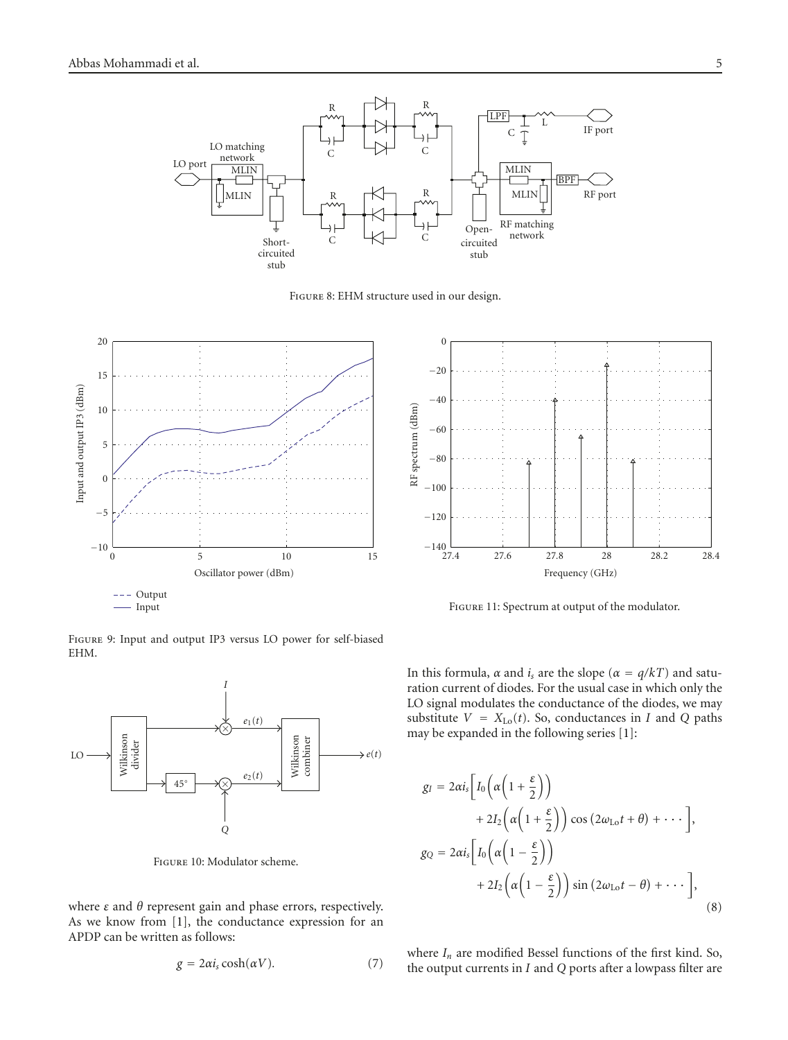Figure 8: EHM structure used in our design.

Figure 9: Input and output IP3 versus LO power for self-biased EHM.

Figure 10: Modulator scheme.

Figure 11: Spectrum at output of the modulator.

where $\varepsilon$ and $\theta$ represent gain and phase errors, respectively. As we know from [1], the conductance expression for an APDP can be written as follows:

$$g = 2\alpha i_s \cosh(\alpha V). \tag{7}$$

In this formula, $\alpha$ and $i_s$ are the slope ($\alpha = q/kT$) and saturation current of diodes. For the usual case in which only the LO signal modulates the conductance of the diodes, we may substitute $V = X_{\mathrm{Lo}}(t)$. So, conductances in $I$ and $Q$ paths may be expanded in the following series [1]:

$$\begin{aligned}
g_I &= 2\alpha i_s \bigg[ I_0\left(\alpha\left(1+\frac{\varepsilon}{2}\right)\right) \\
&\qquad + 2I_2\left(\alpha\left(1+\frac{\varepsilon}{2}\right)\right)\cos\left(2\omega_{\mathrm{Lo}}t+\theta\right) + \cdots \bigg], \\
g_Q &= 2\alpha i_s \bigg[ I_0\left(\alpha\left(1-\frac{\varepsilon}{2}\right)\right) \\
&\qquad + 2I_2\left(\alpha\left(1-\frac{\varepsilon}{2}\right)\right)\sin\left(2\omega_{\mathrm{Lo}}t-\theta\right) + \cdots \bigg],
\end{aligned} \tag{8}$$

where $I_n$ are modified Bessel functions of the first kind. So, the output currents in $I$ and $Q$ ports after a lowpass filter are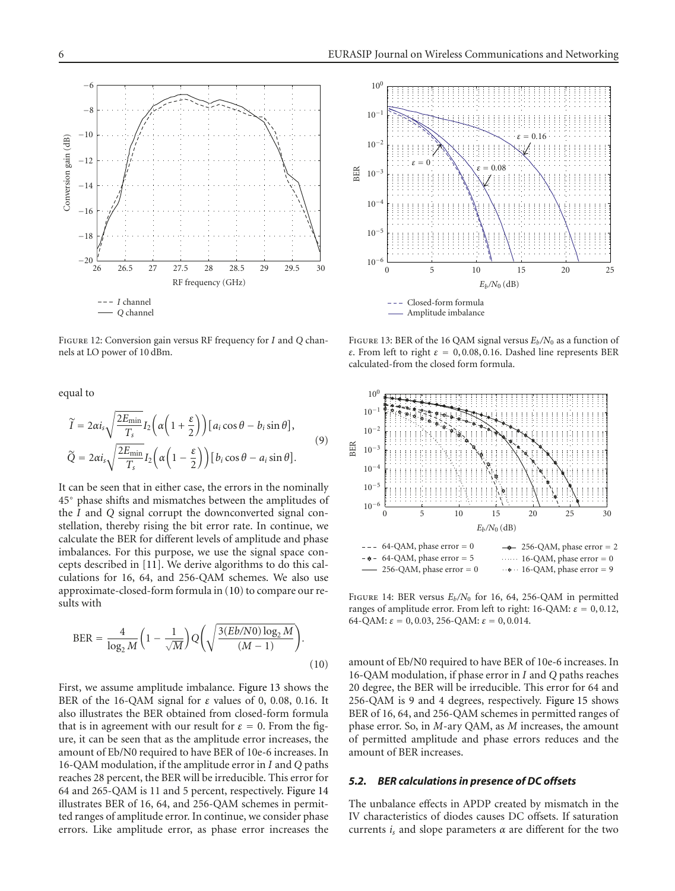Figure 12: Conversion gain versus RF frequency for $I$ and $Q$ channels at LO power of 10 dBm.

equal to

$$\widetilde{I} = 2\alpha i_s \sqrt{\frac{2E_{\min}}{T_s}} I_2\left(\alpha\left(1+\frac{\varepsilon}{2}\right)\right)[a_i \cos\theta - b_i \sin\theta],$$
$$\widetilde{Q} = 2\alpha i_s \sqrt{\frac{2E_{\min}}{T_s}} I_2\left(\alpha\left(1-\frac{\varepsilon}{2}\right)\right)[b_i \cos\theta - a_i \sin\theta]. \tag{9}$$

It can be seen that in either case, the errors in the nominally 45° phase shifts and mismatches between the amplitudes of the $I$ and $Q$ signal corrupt the downconverted signal constellation, thereby rising the bit error rate. In continue, we calculate the BER for different levels of amplitude and phase imbalances. For this purpose, we use the signal space concepts described in [11]. We derive algorithms to do this calculations for 16, 64, and 256-QAM schemes. We also use approximate-closed-form formula in (10) to compare our results with

$$\text{BER} = \frac{4}{\log_2 M}\left(1 - \frac{1}{\sqrt{M}}\right) Q\left(\sqrt{\frac{3(Eb/N0)\log_2 M}{(M-1)}}\right). \tag{10}$$

First, we assume amplitude imbalance. Figure 13 shows the BER of the 16-QAM signal for $\varepsilon$ values of 0, 0.08, 0.16. It also illustrates the BER obtained from closed-form formula that is in agreement with our result for $\varepsilon = 0$. From the figure, it can be seen that as the amplitude error increases, the amount of Eb/N0 required to have BER of 10e-6 increases. In 16-QAM modulation, if the amplitude error in $I$ and $Q$ paths reaches 28 percent, the BER will be irreducible. This error for 64 and 265-QAM is 11 and 5 percent, respectively. Figure 14 illustrates BER of 16, 64, and 256-QAM schemes in permitted ranges of amplitude error. In continue, we consider phase errors. Like amplitude error, as phase error increases the amount of Eb/N0 required to have BER of 10e-6 increases. In 16-QAM modulation, if phase error in $I$ and $Q$ paths reaches 20 degree, the BER will be irreducible. This error for 64 and 256-QAM is 9 and 4 degrees, respectively. Figure 15 shows BER of 16, 64, and 256-QAM schemes in permitted ranges of phase error. So, in $M$-ary QAM, as $M$ increases, the amount of permitted amplitude and phase errors reduces and the amount of BER increases.

Figure 13: BER of the 16 QAM signal versus $E_b/N_0$ as a function of $\varepsilon$. From left to right $\varepsilon = 0, 0.08, 0.16$. Dashed line represents BER calculated-from the closed form formula.

Figure 14: BER versus $E_b/N_0$ for 16, 64, 256-QAM in permitted ranges of amplitude error. From left to right: 16-QAM: $\varepsilon = 0, 0.12$, 64-QAM: $\varepsilon = 0, 0.03$, 256-QAM: $\varepsilon = 0, 0.014$.

### *5.2. BER calculations in presence of DC offsets*

The unbalance effects in APDP created by mismatch in the IV characteristics of diodes causes DC offsets. If saturation currents $i_s$ and slope parameters $\alpha$ are different for the two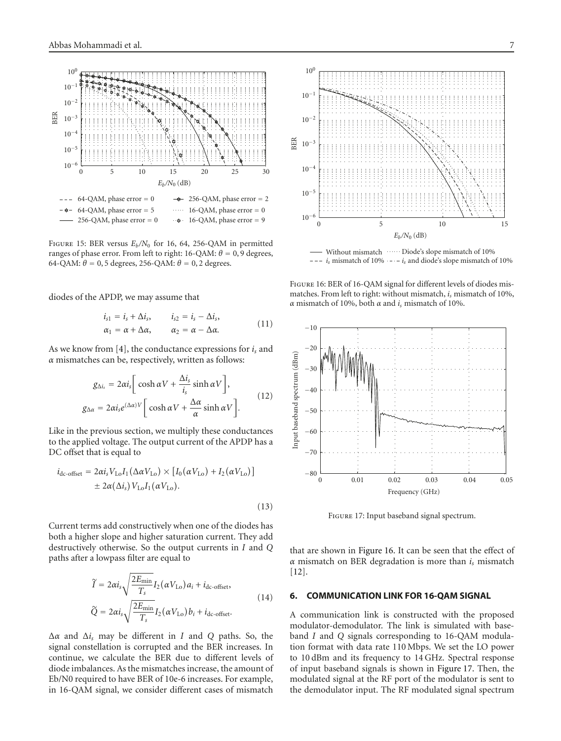Figure 15: BER versus $E_b/N_0$ for 16, 64, 256-QAM in permitted ranges of phase error. From left to right: 16-QAM: $\theta = 0, 9$ degrees, 64-QAM: $\theta = 0, 5$ degrees, 256-QAM: $\theta = 0, 2$ degrees.

diodes of the APDP, we may assume that

$$i_{s1} = i_s + \Delta i_s, \qquad i_{s2} = i_s - \Delta i_s,$$
$$\alpha_1 = \alpha + \Delta\alpha, \qquad \alpha_2 = \alpha - \Delta\alpha. \tag{11}$$

As we know from [4], the conductance expressions for $i_s$ and $\alpha$ mismatches can be, respectively, written as follows:

$$g_{\Delta i_s} = 2\alpha i_s\left[\cosh \alpha V + \frac{\Delta i_s}{i_s}\sinh \alpha V\right],$$
$$g_{\Delta\alpha} = 2\alpha i_s e^{(\Delta\alpha)V}\left[\cosh \alpha V + \frac{\Delta\alpha}{\alpha}\sinh \alpha V\right]. \tag{12}$$

Like in the previous section, we multiply these conductances to the applied voltage. The output current of the APDP has a DC offset that is equal to

$$i_{\text{dc-offset}} = 2\alpha i_s V_{\text{Lo}} I_1(\Delta\alpha V_{\text{Lo}}) \times [I_0(\alpha V_{\text{Lo}}) + I_2(\alpha V_{\text{Lo}})]$$
$$\pm 2\alpha(\Delta i_s) V_{\text{Lo}} I_1(\alpha V_{\text{Lo}}). \tag{13}$$

Current terms add constructively when one of the diodes has both a higher slope and higher saturation current. They add destructively otherwise. So the output currents in $I$ and $Q$ paths after a lowpass filter are equal to

$$\tilde{I} = 2\alpha i_s\sqrt{\frac{2E_{\min}}{T_s}} I_2(\alpha V_{\text{Lo}}) a_i + i_{\text{dc-offset}},$$
$$\tilde{Q} = 2\alpha i_s\sqrt{\frac{2E_{\min}}{T_s}} I_2(\alpha V_{\text{Lo}}) b_i + i_{\text{dc-offset}}. \tag{14}$$

$\Delta\alpha$ and $\Delta i_s$ may be different in $I$ and $Q$ paths. So, the signal constellation is corrupted and the BER increases. In continue, we calculate the BER due to different levels of diode imbalances. As the mismatches increase, the amount of Eb/N0 required to have BER of 10e-6 increases. For example, in 16-QAM signal, we consider different cases of mismatch

Figure 16: BER of 16-QAM signal for different levels of diodes mismatches. From left to right: without mismatch, $i_s$ mismatch of 10%, $\alpha$ mismatch of 10%, both $\alpha$ and $i_s$ mismatch of 10%.

Figure 17: Input baseband signal spectrum.

that are shown in Figure 16. It can be seen that the effect of $\alpha$ mismatch on BER degradation is more than $i_s$ mismatch [12].

## 6. COMMUNICATION LINK FOR 16-QAM SIGNAL

A communication link is constructed with the proposed modulator-demodulator. The link is simulated with baseband $I$ and $Q$ signals corresponding to 16-QAM modulation format with data rate 110 Mbps. We set the LO power to 10 dBm and its frequency to 14 GHz. Spectral response of input baseband signals is shown in Figure 17. Then, the modulated signal at the RF port of the modulator is sent to the demodulator input. The RF modulated signal spectrum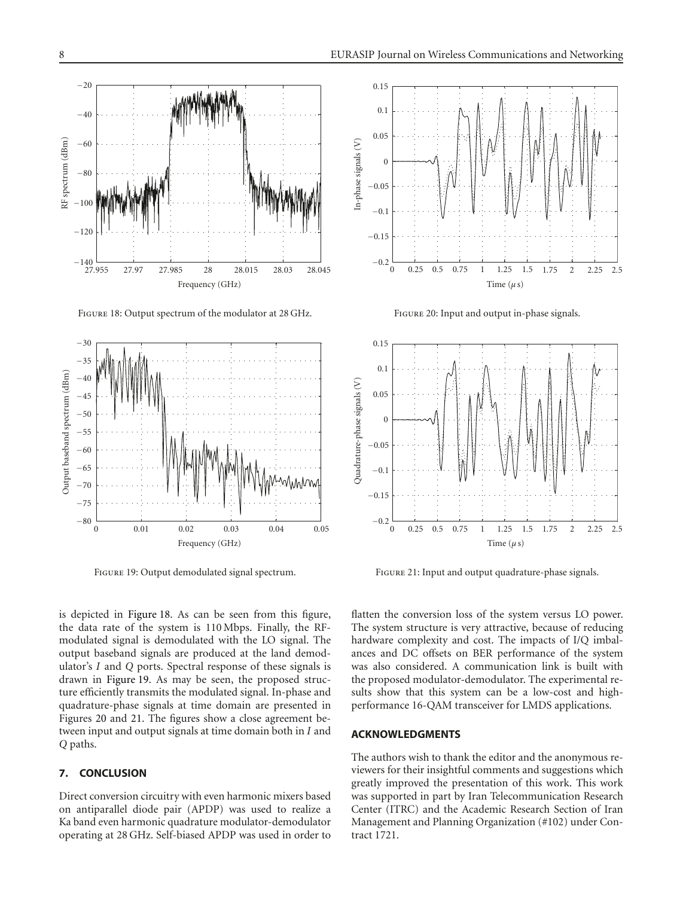Figure 18: Output spectrum of the modulator at 28 GHz.

Figure 19: Output demodulated signal spectrum.

Figure 20: Input and output in-phase signals.

Figure 21: Input and output quadrature-phase signals.

is depicted in Figure 18. As can be seen from this figure, the data rate of the system is 110 Mbps. Finally, the RF-modulated signal is demodulated with the LO signal. The output baseband signals are produced at the land demodulator's *I* and *Q* ports. Spectral response of these signals is drawn in Figure 19. As may be seen, the proposed structure efficiently transmits the modulated signal. In-phase and quadrature-phase signals at time domain are presented in Figures 20 and 21. The figures show a close agreement between input and output signals at time domain both in *I* and *Q* paths.

## 7. CONCLUSION

Direct conversion circuitry with even harmonic mixers based on antiparallel diode pair (APDP) was used to realize a Ka band even harmonic quadrature modulator-demodulator operating at 28 GHz. Self-biased APDP was used in order to flatten the conversion loss of the system versus LO power. The system structure is very attractive, because of reducing hardware complexity and cost. The impacts of I/Q imbalances and DC offsets on BER performance of the system was also considered. A communication link is built with the proposed modulator-demodulator. The experimental results show that this system can be a low-cost and high-performance 16-QAM transceiver for LMDS applications.

## ACKNOWLEDGMENTS

The authors wish to thank the editor and the anonymous reviewers for their insightful comments and suggestions which greatly improved the presentation of this work. This work was supported in part by Iran Telecommunication Research Center (ITRC) and the Academic Research Section of Iran Management and Planning Organization (#102) under Contract 1721.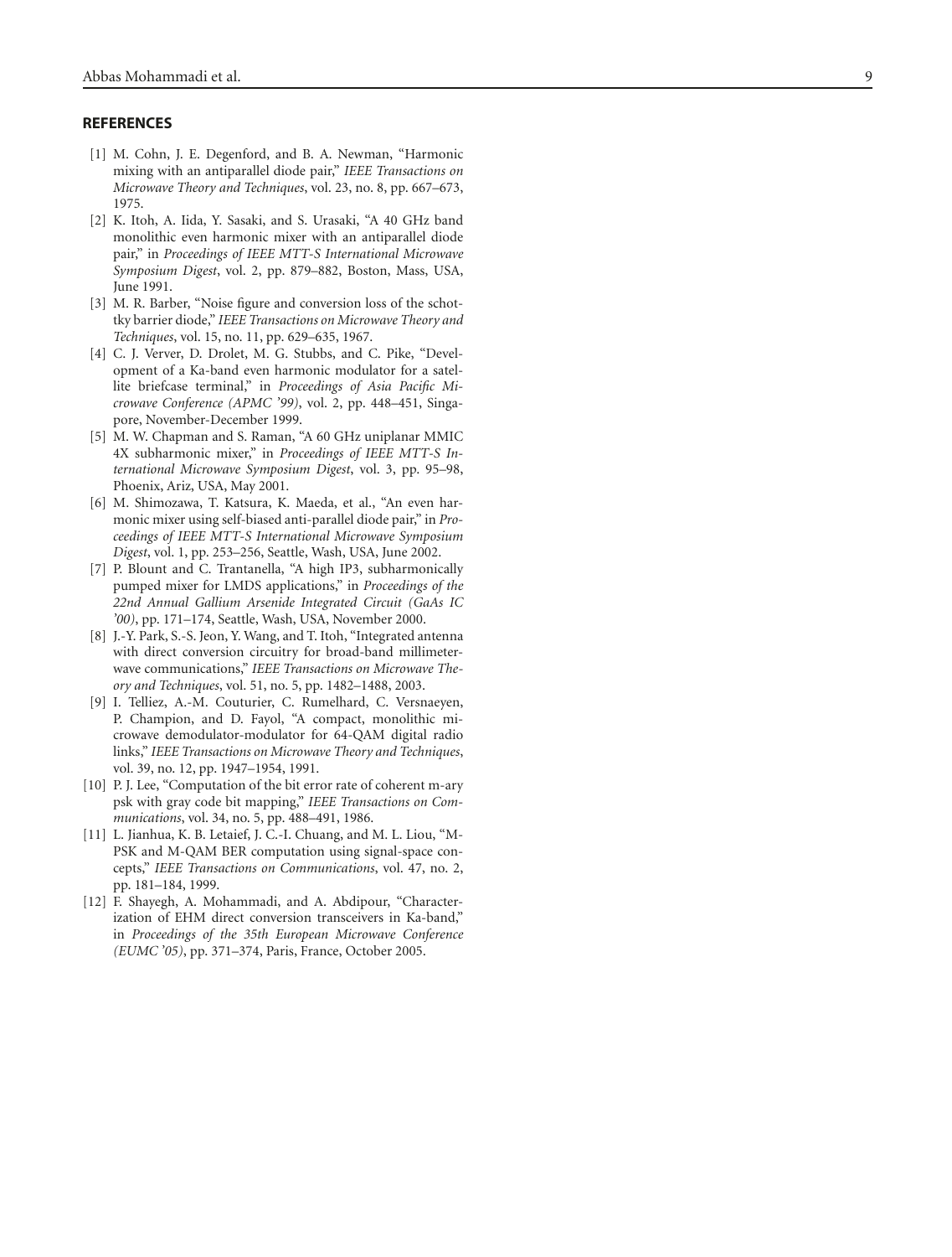## REFERENCES

[1] M. Cohn, J. E. Degenford, and B. A. Newman, "Harmonic mixing with an antiparallel diode pair," *IEEE Transactions on Microwave Theory and Techniques*, vol. 23, no. 8, pp. 667–673, 1975.

[2] K. Itoh, A. Iida, Y. Sasaki, and S. Urasaki, "A 40 GHz band monolithic even harmonic mixer with an antiparallel diode pair," in *Proceedings of IEEE MTT-S International Microwave Symposium Digest*, vol. 2, pp. 879–882, Boston, Mass, USA, June 1991.

[3] M. R. Barber, "Noise figure and conversion loss of the schottky barrier diode," *IEEE Transactions on Microwave Theory and Techniques*, vol. 15, no. 11, pp. 629–635, 1967.

[4] C. J. Verver, D. Drolet, M. G. Stubbs, and C. Pike, "Development of a Ka-band even harmonic modulator for a satellite briefcase terminal," in *Proceedings of Asia Pacific Microwave Conference (APMC '99)*, vol. 2, pp. 448–451, Singapore, November-December 1999.

[5] M. W. Chapman and S. Raman, "A 60 GHz uniplanar MMIC 4X subharmonic mixer," in *Proceedings of IEEE MTT-S International Microwave Symposium Digest*, vol. 3, pp. 95–98, Phoenix, Ariz, USA, May 2001.

[6] M. Shimozawa, T. Katsura, K. Maeda, et al., "An even harmonic mixer using self-biased anti-parallel diode pair," in *Proceedings of IEEE MTT-S International Microwave Symposium Digest*, vol. 1, pp. 253–256, Seattle, Wash, USA, June 2002.

[7] P. Blount and C. Trantanella, "A high IP3, subharmonically pumped mixer for LMDS applications," in *Proceedings of the 22nd Annual Gallium Arsenide Integrated Circuit (GaAs IC '00)*, pp. 171–174, Seattle, Wash, USA, November 2000.

[8] J.-Y. Park, S.-S. Jeon, Y. Wang, and T. Itoh, "Integrated antenna with direct conversion circuitry for broad-band millimeter-wave communications," *IEEE Transactions on Microwave Theory and Techniques*, vol. 51, no. 5, pp. 1482–1488, 2003.

[9] I. Telliez, A.-M. Couturier, C. Rumelhard, C. Versnaeyen, P. Champion, and D. Fayol, "A compact, monolithic microwave demodulator-modulator for 64-QAM digital radio links," *IEEE Transactions on Microwave Theory and Techniques*, vol. 39, no. 12, pp. 1947–1954, 1991.

[10] P. J. Lee, "Computation of the bit error rate of coherent m-ary psk with gray code bit mapping," *IEEE Transactions on Communications*, vol. 34, no. 5, pp. 488–491, 1986.

[11] L. Jianhua, K. B. Letaief, J. C.-I. Chuang, and M. L. Liou, "M-PSK and M-QAM BER computation using signal-space concepts," *IEEE Transactions on Communications*, vol. 47, no. 2, pp. 181–184, 1999.

[12] F. Shayegh, A. Mohammadi, and A. Abdipour, "Characterization of EHM direct conversion transceivers in Ka-band," in *Proceedings of the 35th European Microwave Conference (EUMC '05)*, pp. 371–374, Paris, France, October 2005.